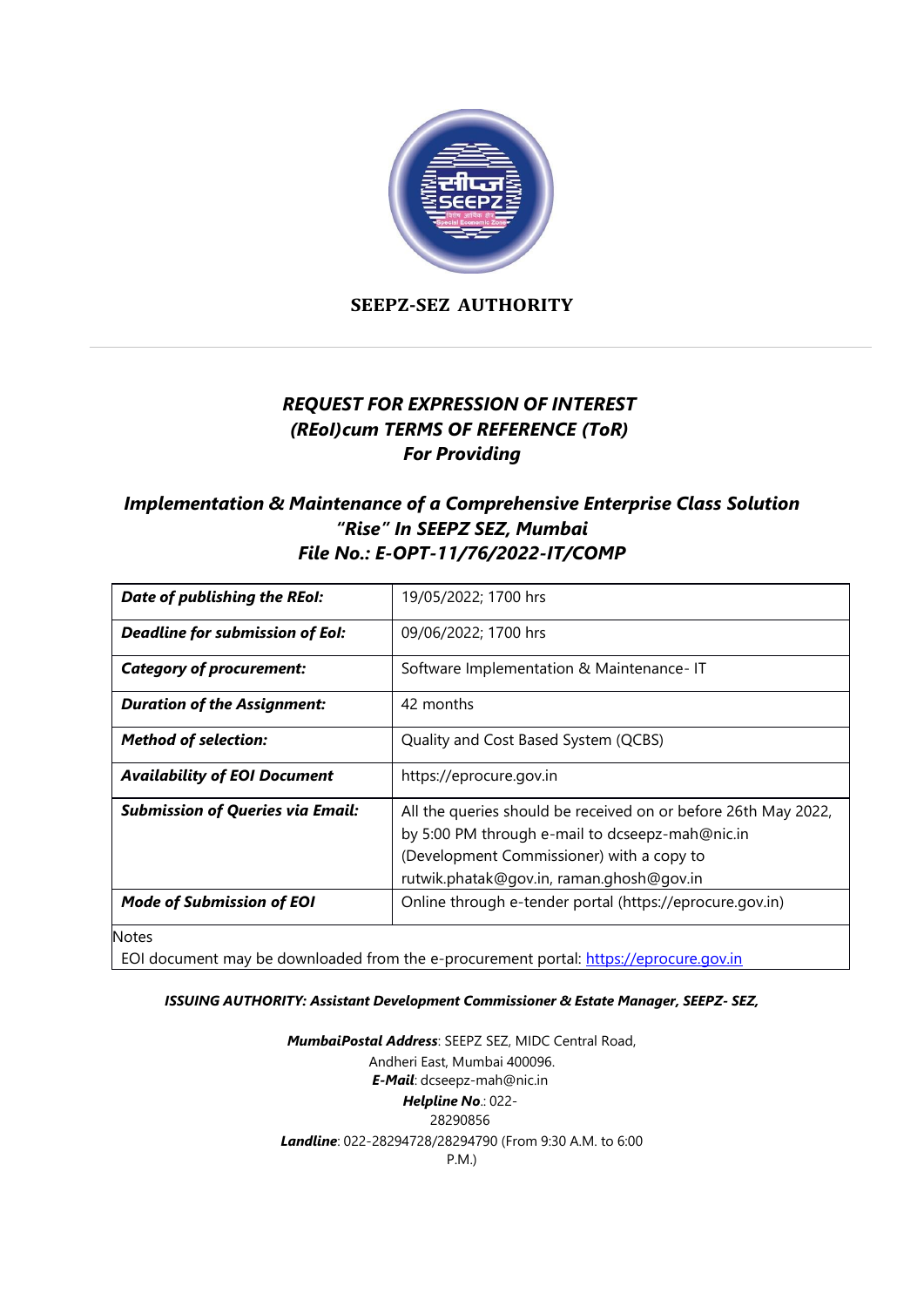## SEEPZ-SEZ AUTHORITY

# *REQUEST FOR EXPRESSION OF INTEREST (REoI)cum TERMS OF REFERENCE (ToR) For Providing*

## *Implementation & Maintenance of a Comprehensive Enterprise Class Solution "Rise" In SEEPZ SEZ, Mumbai File No.: E-OPT-11/76/2022-IT/COMP*

| | |
|---|---|
| ***Date of publishing the REoI:*** | 19/05/2022; 1700 hrs |
| ***Deadline for submission of EoI:*** | 09/06/2022; 1700 hrs |
| ***Category of procurement:*** | Software Implementation & Maintenance- IT |
| ***Duration of the Assignment:*** | 42 months |
| ***Method of selection:*** | Quality and Cost Based System (QCBS) |
| ***Availability of EOI Document*** | https://eprocure.gov.in |
| ***Submission of Queries via Email:*** | All the queries should be received on or before 26th May 2022, by 5:00 PM through e-mail to dcseepz-mah@nic.in (Development Commissioner) with a copy to rutwik.phatak@gov.in, raman.ghosh@gov.in |
| ***Mode of Submission of EOI*** | Online through e-tender portal (https://eprocure.gov.in) |
| Notes<br>EOI document may be downloaded from the e-procurement portal: https://eprocure.gov.in | |

***ISSUING AUTHORITY: Assistant Development Commissioner & Estate Manager, SEEPZ- SEZ,***

***MumbaiPostal Address***: SEEPZ SEZ, MIDC Central Road, Andheri East, Mumbai 400096.
***E-Mail***: dcseepz-mah@nic.in
***Helpline No***.: 022-28290856
***Landline***: 022-28294728/28294790 (From 9:30 A.M. to 6:00 P.M.)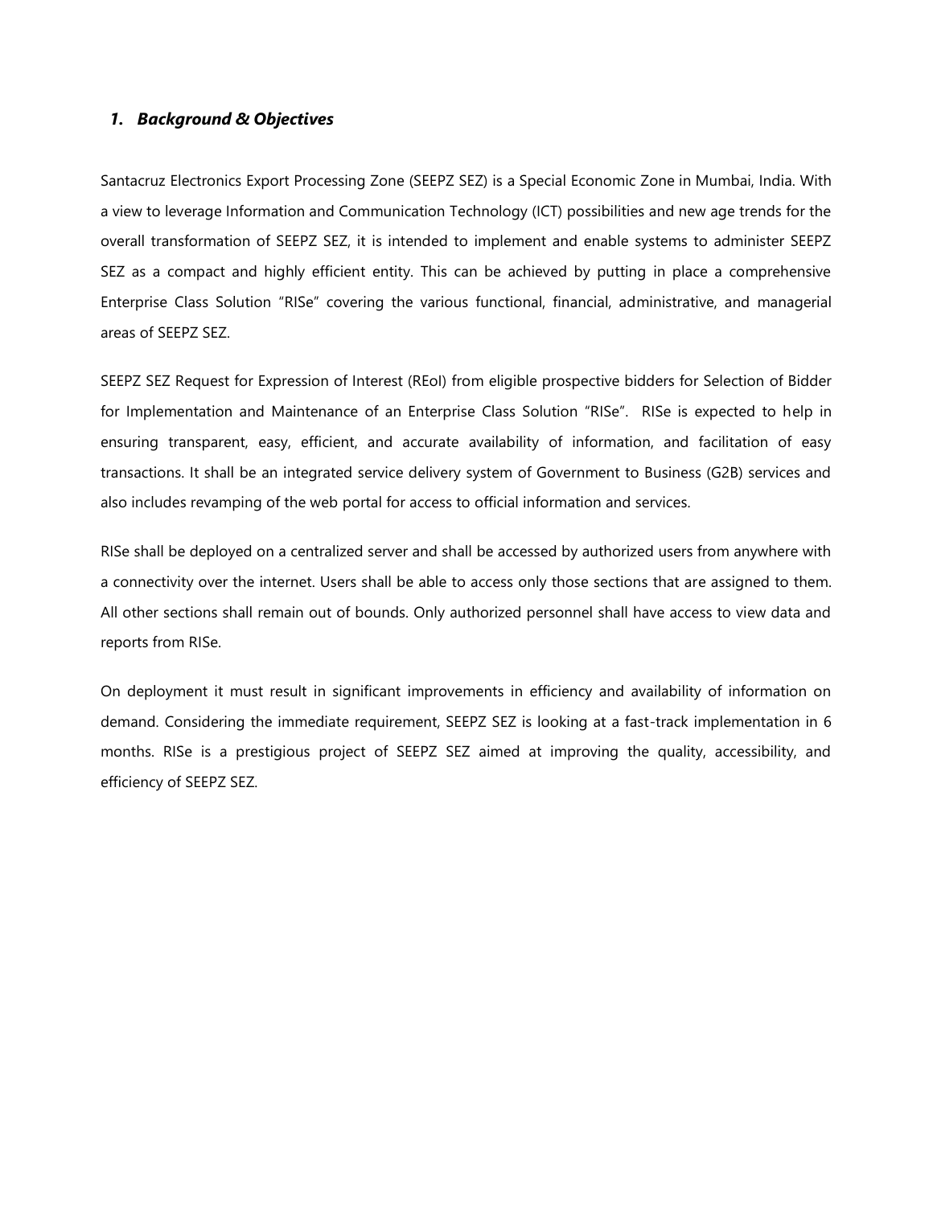## *1. Background & Objectives*

Santacruz Electronics Export Processing Zone (SEEPZ SEZ) is a Special Economic Zone in Mumbai, India. With a view to leverage Information and Communication Technology (ICT) possibilities and new age trends for the overall transformation of SEEPZ SEZ, it is intended to implement and enable systems to administer SEEPZ SEZ as a compact and highly efficient entity. This can be achieved by putting in place a comprehensive Enterprise Class Solution "RISe" covering the various functional, financial, administrative, and managerial areas of SEEPZ SEZ.

SEEPZ SEZ Request for Expression of Interest (REoI) from eligible prospective bidders for Selection of Bidder for Implementation and Maintenance of an Enterprise Class Solution "RISe". RISe is expected to help in ensuring transparent, easy, efficient, and accurate availability of information, and facilitation of easy transactions. It shall be an integrated service delivery system of Government to Business (G2B) services and also includes revamping of the web portal for access to official information and services.

RISe shall be deployed on a centralized server and shall be accessed by authorized users from anywhere with a connectivity over the internet. Users shall be able to access only those sections that are assigned to them. All other sections shall remain out of bounds. Only authorized personnel shall have access to view data and reports from RISe.

On deployment it must result in significant improvements in efficiency and availability of information on demand. Considering the immediate requirement, SEEPZ SEZ is looking at a fast-track implementation in 6 months. RISe is a prestigious project of SEEPZ SEZ aimed at improving the quality, accessibility, and efficiency of SEEPZ SEZ.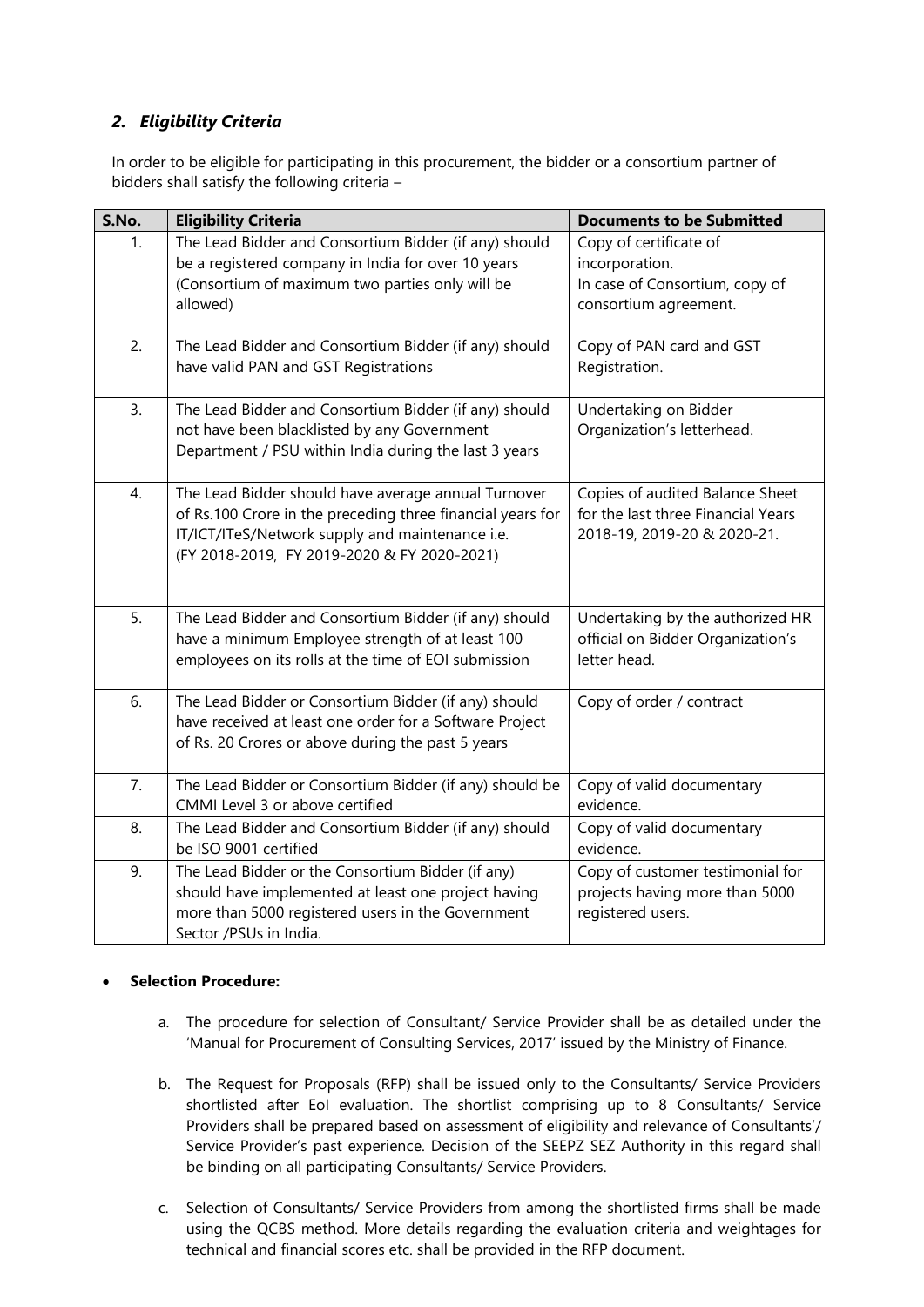## *2. Eligibility Criteria*

In order to be eligible for participating in this procurement, the bidder or a consortium partner of bidders shall satisfy the following criteria –

| S.No. | Eligibility Criteria | Documents to be Submitted |
|---|---|---|
| 1. | The Lead Bidder and Consortium Bidder (if any) should be a registered company in India for over 10 years (Consortium of maximum two parties only will be allowed) | Copy of certificate of incorporation. In case of Consortium, copy of consortium agreement. |
| 2. | The Lead Bidder and Consortium Bidder (if any) should have valid PAN and GST Registrations | Copy of PAN card and GST Registration. |
| 3. | The Lead Bidder and Consortium Bidder (if any) should not have been blacklisted by any Government Department / PSU within India during the last 3 years | Undertaking on Bidder Organization's letterhead. |
| 4. | The Lead Bidder should have average annual Turnover of Rs.100 Crore in the preceding three financial years for IT/ICT/ITeS/Network supply and maintenance i.e. (FY 2018-2019, FY 2019-2020 & FY 2020-2021) | Copies of audited Balance Sheet for the last three Financial Years 2018-19, 2019-20 & 2020-21. |
| 5. | The Lead Bidder and Consortium Bidder (if any) should have a minimum Employee strength of at least 100 employees on its rolls at the time of EOI submission | Undertaking by the authorized HR official on Bidder Organization's letter head. |
| 6. | The Lead Bidder or Consortium Bidder (if any) should have received at least one order for a Software Project of Rs. 20 Crores or above during the past 5 years | Copy of order / contract |
| 7. | The Lead Bidder or Consortium Bidder (if any) should be CMMI Level 3 or above certified | Copy of valid documentary evidence. |
| 8. | The Lead Bidder and Consortium Bidder (if any) should be ISO 9001 certified | Copy of valid documentary evidence. |
| 9. | The Lead Bidder or the Consortium Bidder (if any) should have implemented at least one project having more than 5000 registered users in the Government Sector /PSUs in India. | Copy of customer testimonial for projects having more than 5000 registered users. |

- **Selection Procedure:**

  a. The procedure for selection of Consultant/ Service Provider shall be as detailed under the 'Manual for Procurement of Consulting Services, 2017' issued by the Ministry of Finance.

  b. The Request for Proposals (RFP) shall be issued only to the Consultants/ Service Providers shortlisted after EoI evaluation. The shortlist comprising up to 8 Consultants/ Service Providers shall be prepared based on assessment of eligibility and relevance of Consultants'/ Service Provider's past experience. Decision of the SEEPZ SEZ Authority in this regard shall be binding on all participating Consultants/ Service Providers.

  c. Selection of Consultants/ Service Providers from among the shortlisted firms shall be made using the QCBS method. More details regarding the evaluation criteria and weightages for technical and financial scores etc. shall be provided in the RFP document.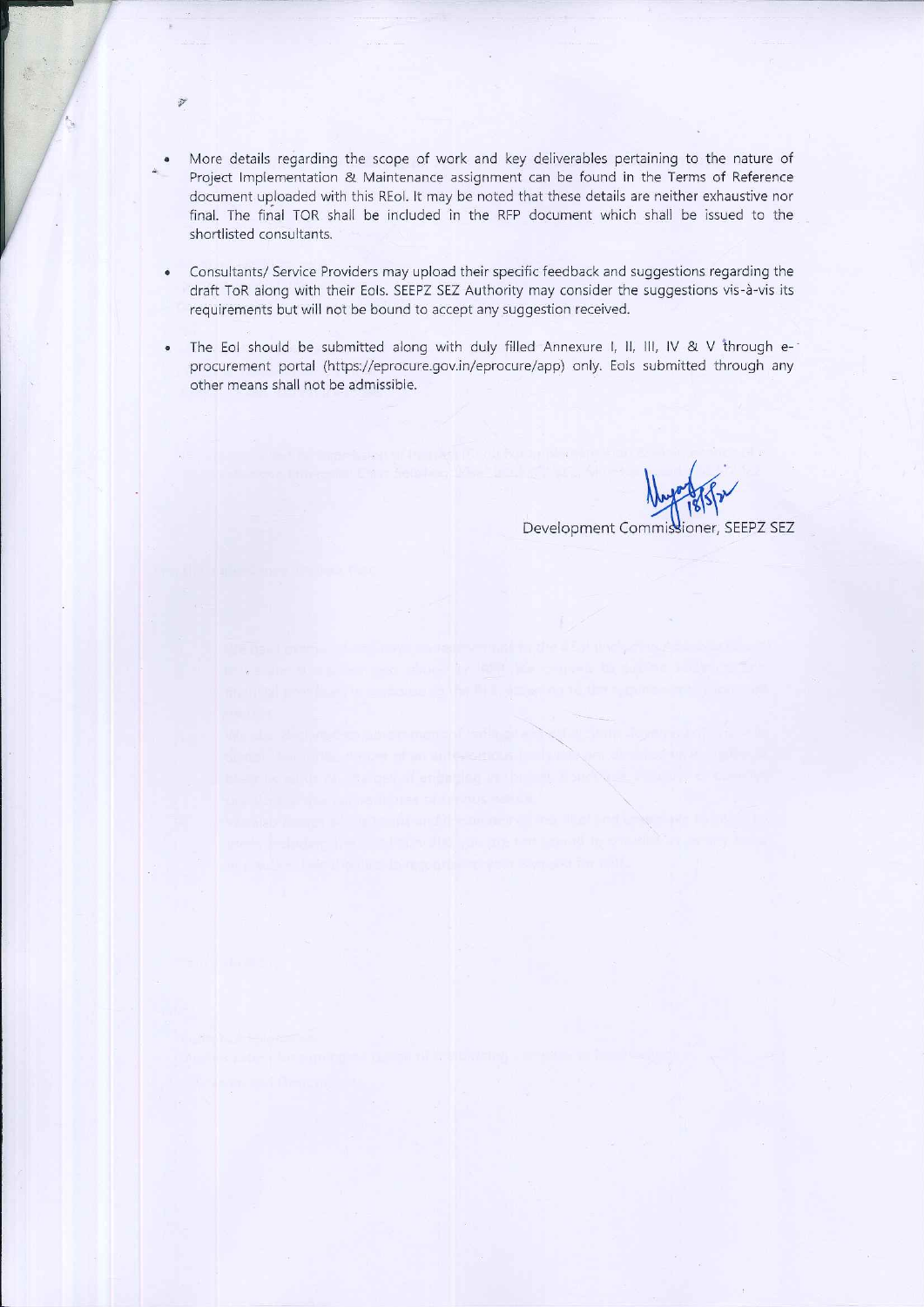- More details regarding the scope of work and key deliverables pertaining to the nature of Project Implementation & Maintenance assignment can be found in the Terms of Reference document uploaded with this REoI. It may be noted that these details are neither exhaustive nor final. The final TOR shall be included in the RFP document which shall be issued to the shortlisted consultants.

- Consultants/ Service Providers may upload their specific feedback and suggestions regarding the draft ToR along with their EoIs. SEEPZ SEZ Authority may consider the suggestions vis-à-vis its requirements but will not be bound to accept any suggestion received.

- The EoI should be submitted along with duly filled Annexure I, II, III, IV & V through e-procurement portal (https://eprocure.gov.in/eprocure/app) only. EoIs submitted through any other means shall not be admissible.

Development Commissioner, SEEPZ SEZ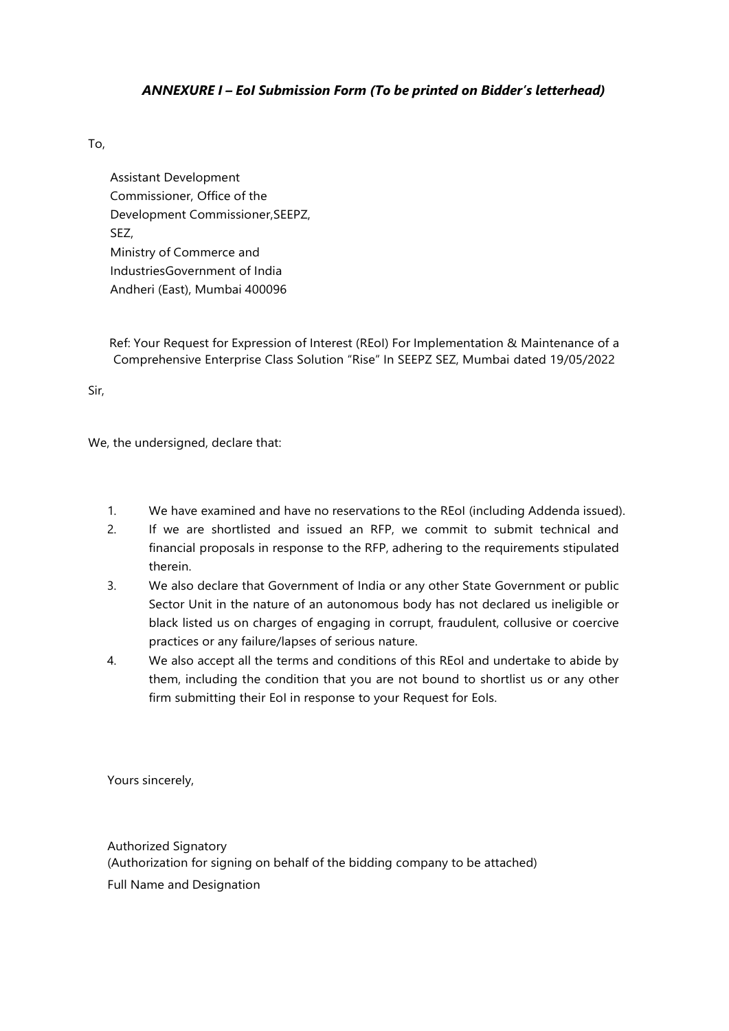### *ANNEXURE I – EoI Submission Form (To be printed on Bidder's letterhead)*

To,

Assistant Development
Commissioner, Office of the
Development Commissioner,SEEPZ,
SEZ,
Ministry of Commerce and
IndustriesGovernment of India
Andheri (East), Mumbai 400096

Ref: Your Request for Expression of Interest (REoI) For Implementation & Maintenance of a Comprehensive Enterprise Class Solution "Rise" In SEEPZ SEZ, Mumbai dated 19/05/2022

Sir,

We, the undersigned, declare that:

1. We have examined and have no reservations to the REoI (including Addenda issued).
2. If we are shortlisted and issued an RFP, we commit to submit technical and financial proposals in response to the RFP, adhering to the requirements stipulated therein.
3. We also declare that Government of India or any other State Government or public Sector Unit in the nature of an autonomous body has not declared us ineligible or black listed us on charges of engaging in corrupt, fraudulent, collusive or coercive practices or any failure/lapses of serious nature.
4. We also accept all the terms and conditions of this REoI and undertake to abide by them, including the condition that you are not bound to shortlist us or any other firm submitting their EoI in response to your Request for EoIs.

Yours sincerely,

Authorized Signatory
(Authorization for signing on behalf of the bidding company to be attached)
Full Name and Designation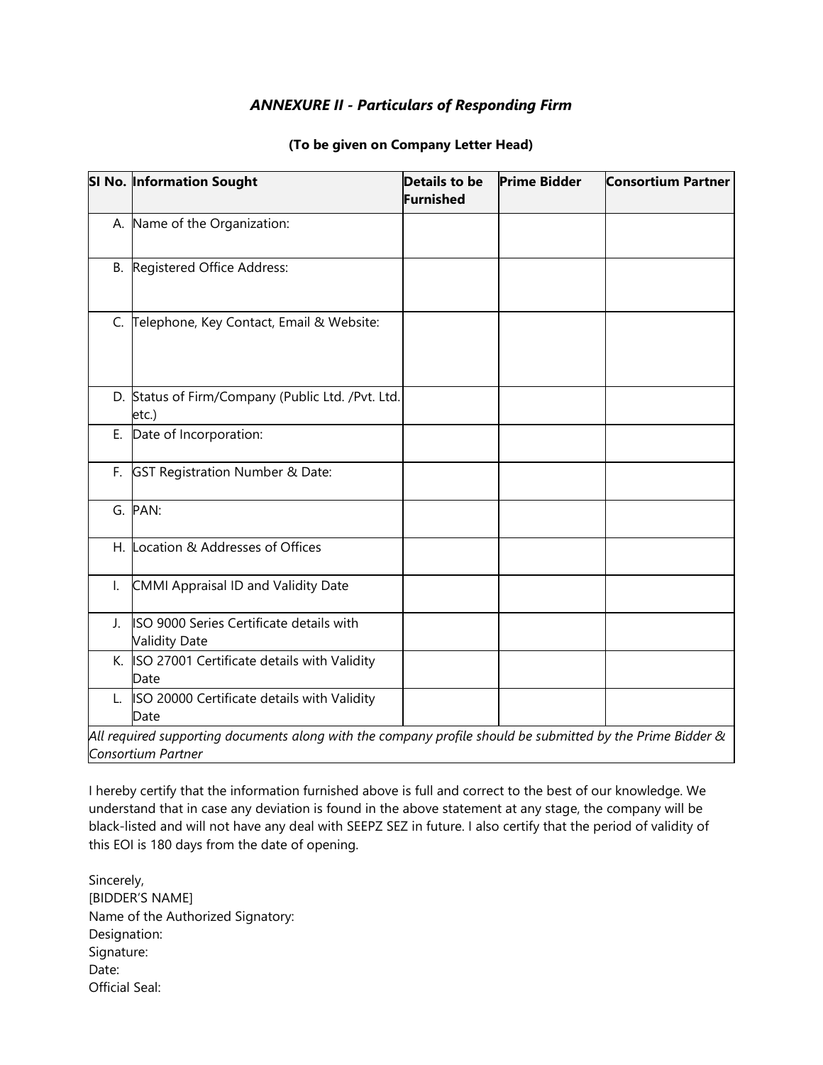## *ANNEXURE II - Particulars of Responding Firm*

**(To be given on Company Letter Head)**

| SI No. | Information Sought | Details to be Furnished | Prime Bidder | Consortium Partner |
|---|---|---|---|---|
| A. | Name of the Organization: | | | |
| B. | Registered Office Address: | | | |
| C. | Telephone, Key Contact, Email & Website: | | | |
| D. | Status of Firm/Company (Public Ltd. /Pvt. Ltd. etc.) | | | |
| E. | Date of Incorporation: | | | |
| F. | GST Registration Number & Date: | | | |
| G. | PAN: | | | |
| H. | Location & Addresses of Offices | | | |
| I. | CMMI Appraisal ID and Validity Date | | | |
| J. | ISO 9000 Series Certificate details with Validity Date | | | |
| K. | ISO 27001 Certificate details with Validity Date | | | |
| L. | ISO 20000 Certificate details with Validity Date | | | |
| *All required supporting documents along with the company profile should be submitted by the Prime Bidder & Consortium Partner* | | | | |

I hereby certify that the information furnished above is full and correct to the best of our knowledge. We understand that in case any deviation is found in the above statement at any stage, the company will be black-listed and will not have any deal with SEEPZ SEZ in future. I also certify that the period of validity of this EOI is 180 days from the date of opening.

Sincerely,  
[BIDDER'S NAME]  
Name of the Authorized Signatory:  
Designation:  
Signature:  
Date:  
Official Seal: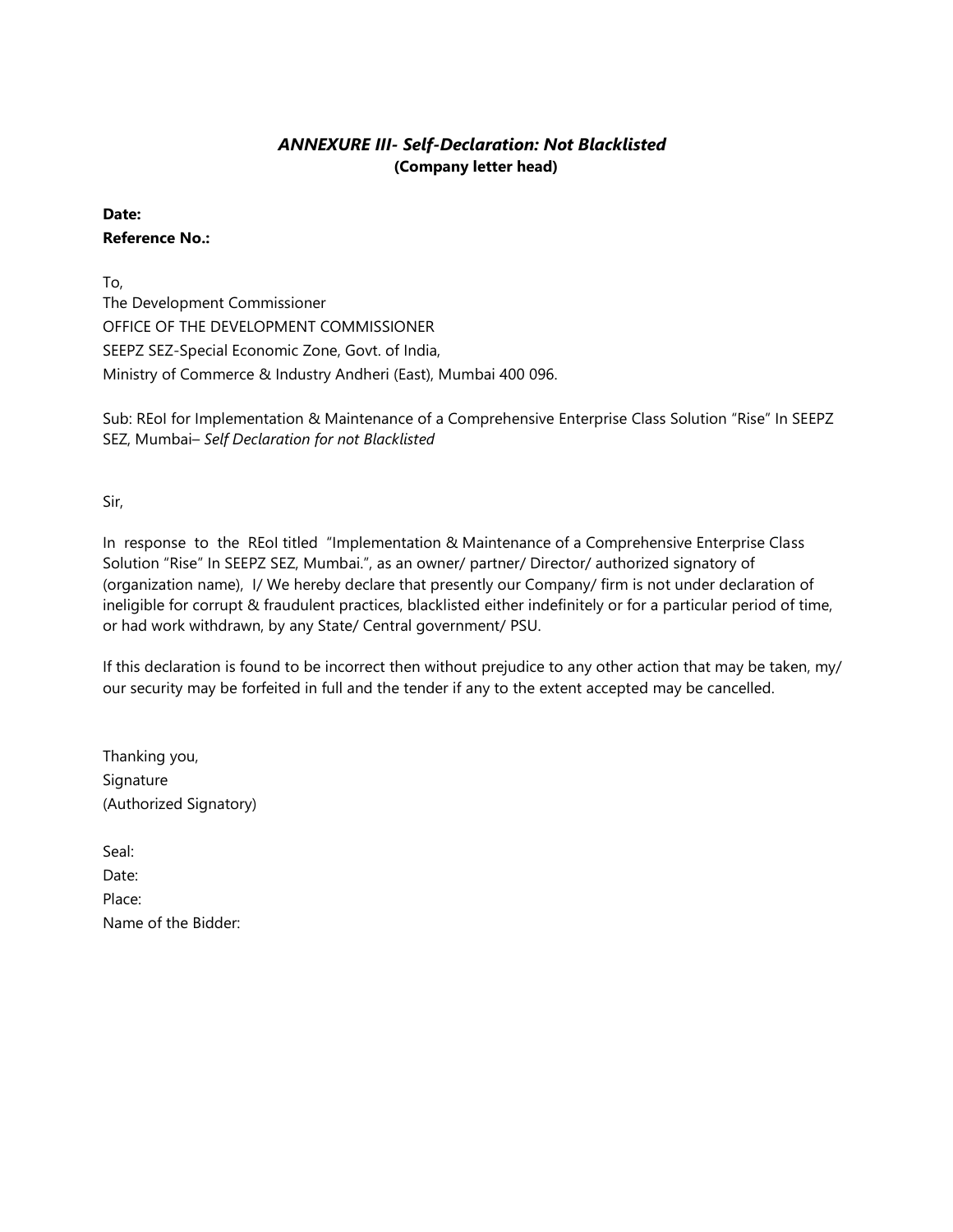### *ANNEXURE III- Self-Declaration: Not Blacklisted*

**(Company letter head)**

**Date:**

**Reference No.:**

To,
The Development Commissioner
OFFICE OF THE DEVELOPMENT COMMISSIONER
SEEPZ SEZ-Special Economic Zone, Govt. of India,
Ministry of Commerce & Industry Andheri (East), Mumbai 400 096.

Sub: REoI for Implementation & Maintenance of a Comprehensive Enterprise Class Solution "Rise" In SEEPZ SEZ, Mumbai– *Self Declaration for not Blacklisted*

Sir,

In response to the REoI titled "Implementation & Maintenance of a Comprehensive Enterprise Class Solution "Rise" In SEEPZ SEZ, Mumbai.", as an owner/ partner/ Director/ authorized signatory of (organization name), I/ We hereby declare that presently our Company/ firm is not under declaration of ineligible for corrupt & fraudulent practices, blacklisted either indefinitely or for a particular period of time, or had work withdrawn, by any State/ Central government/ PSU.

If this declaration is found to be incorrect then without prejudice to any other action that may be taken, my/ our security may be forfeited in full and the tender if any to the extent accepted may be cancelled.

Thanking you,
Signature
(Authorized Signatory)

Seal:
Date:
Place:
Name of the Bidder: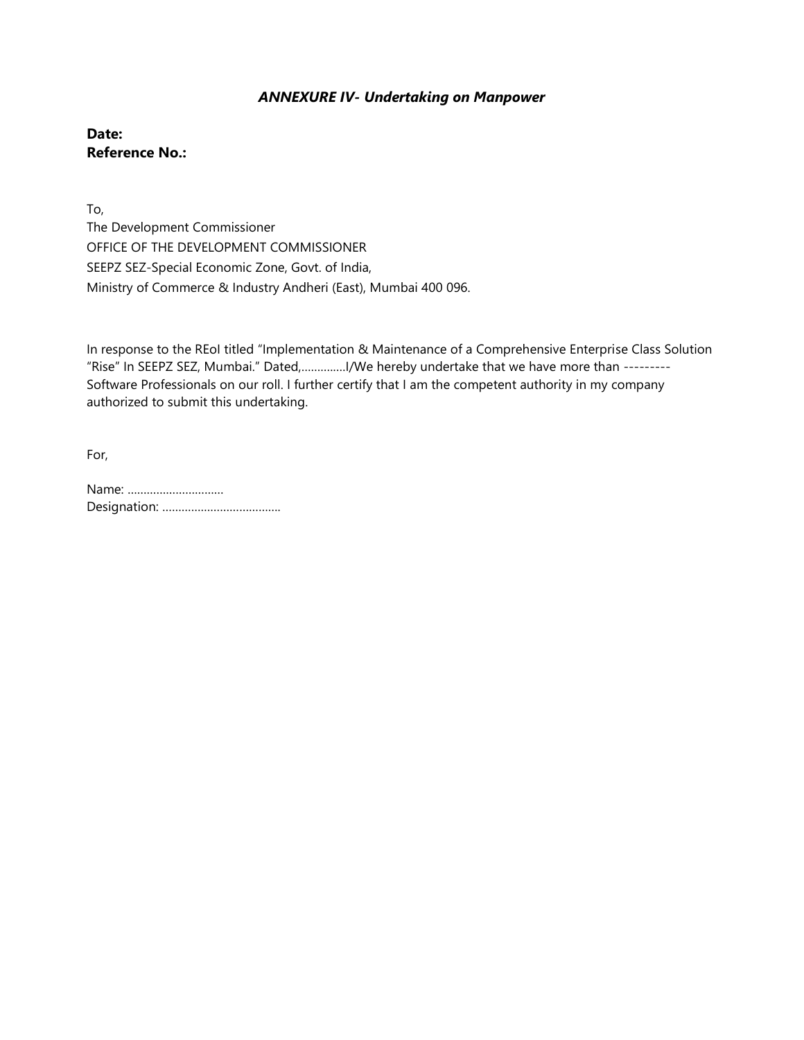### *ANNEXURE IV- Undertaking on Manpower*

**Date:**
**Reference No.:**

To,
The Development Commissioner
OFFICE OF THE DEVELOPMENT COMMISSIONER
SEEPZ SEZ-Special Economic Zone, Govt. of India,
Ministry of Commerce & Industry Andheri (East), Mumbai 400 096.

In response to the REoI titled "Implementation & Maintenance of a Comprehensive Enterprise Class Solution "Rise" In SEEPZ SEZ, Mumbai." Dated,…………..I/We hereby undertake that we have more than --------- Software Professionals on our roll. I further certify that I am the competent authority in my company authorized to submit this undertaking.

For,

Name: …………………………
Designation: ……………………………….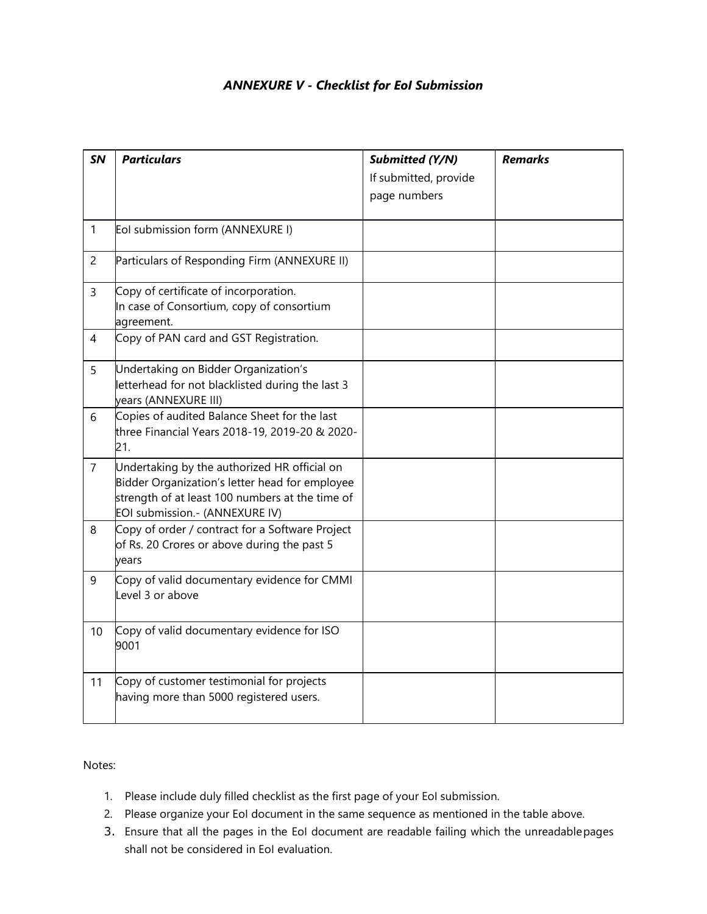## *ANNEXURE V - Checklist for EoI Submission*

| *SN* | *Particulars* | *Submitted (Y/N)* If submitted, provide page numbers | *Remarks* |
|---|---|---|---|
| 1 | EoI submission form (ANNEXURE I) | | |
| 2 | Particulars of Responding Firm (ANNEXURE II) | | |
| 3 | Copy of certificate of incorporation. In case of Consortium, copy of consortium agreement. | | |
| 4 | Copy of PAN card and GST Registration. | | |
| 5 | Undertaking on Bidder Organization's letterhead for not blacklisted during the last 3 years (ANNEXURE III) | | |
| 6 | Copies of audited Balance Sheet for the last three Financial Years 2018-19, 2019-20 & 2020-21. | | |
| 7 | Undertaking by the authorized HR official on Bidder Organization's letter head for employee strength of at least 100 numbers at the time of EOI submission.- (ANNEXURE IV) | | |
| 8 | Copy of order / contract for a Software Project of Rs. 20 Crores or above during the past 5 years | | |
| 9 | Copy of valid documentary evidence for CMMI Level 3 or above | | |
| 10 | Copy of valid documentary evidence for ISO 9001 | | |
| 11 | Copy of customer testimonial for projects having more than 5000 registered users. | | |

Notes:

1. Please include duly filled checklist as the first page of your EoI submission.
2. Please organize your EoI document in the same sequence as mentioned in the table above.
3. Ensure that all the pages in the EoI document are readable failing which the unreadable pages shall not be considered in EoI evaluation.